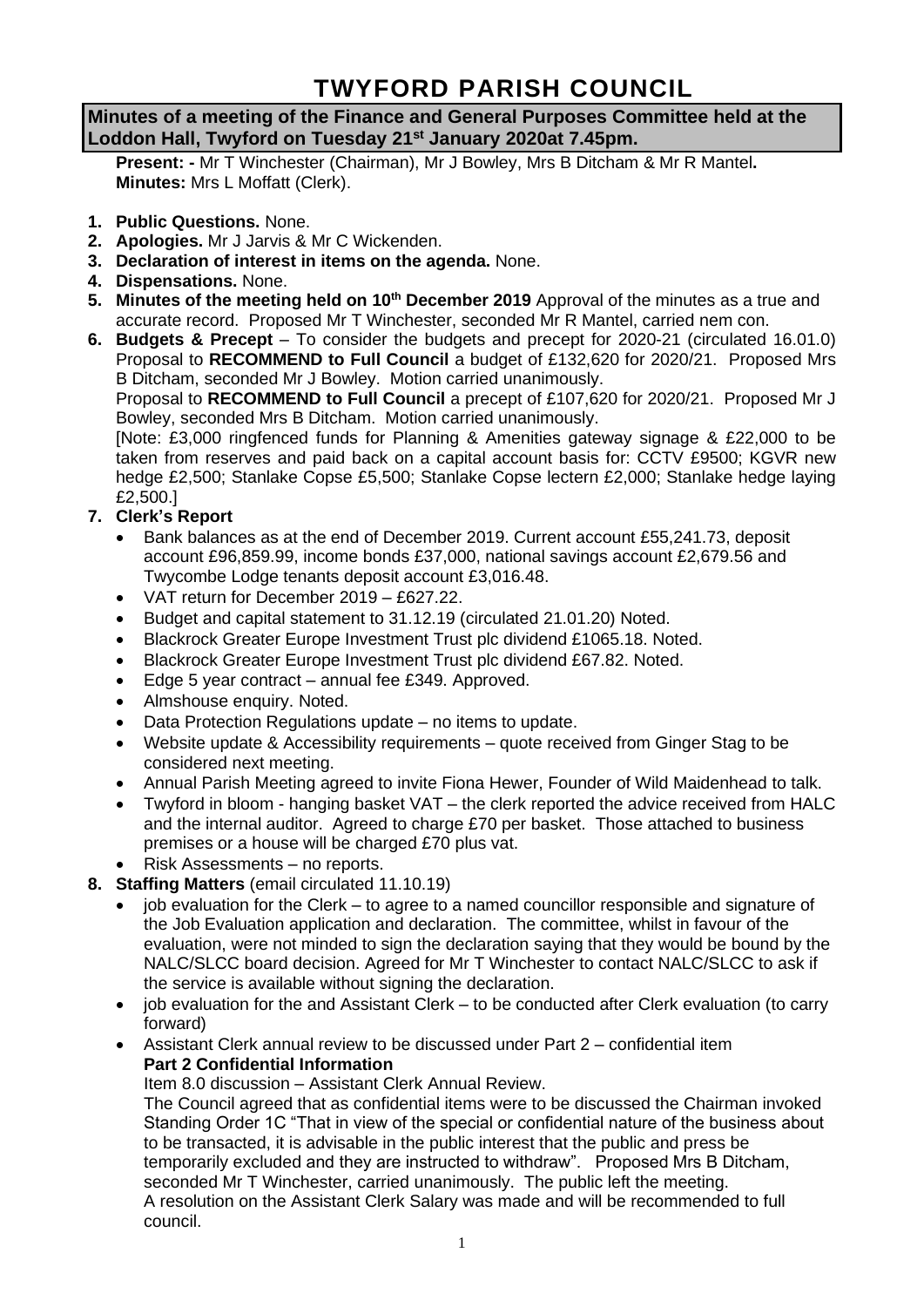# TWYFORD PARISH COUNCIL

**Minutes of a meeting of the Finance and General Purposes Committee held at the Loddon Hall, Twyford on Tuesday 21st January 2020at 7.45pm.**

**Present: -** Mr T Winchester (Chairman), Mr J Bowley, Mrs B Ditcham & Mr R Mantel**.**
**Minutes:** Mrs L Moffatt (Clerk).

1. **Public Questions.** None.
2. **Apologies.** Mr J Jarvis & Mr C Wickenden.
3. **Declaration of interest in items on the agenda.** None.
4. **Dispensations.** None.
5. **Minutes of the meeting held on 10th December 2019** Approval of the minutes as a true and accurate record. Proposed Mr T Winchester, seconded Mr R Mantel, carried nem con.
6. **Budgets & Precept** – To consider the budgets and precept for 2020-21 (circulated 16.01.0) Proposal to **RECOMMEND to Full Council** a budget of £132,620 for 2020/21. Proposed Mrs B Ditcham, seconded Mr J Bowley. Motion carried unanimously.
   Proposal to **RECOMMEND to Full Council** a precept of £107,620 for 2020/21. Proposed Mr J Bowley, seconded Mrs B Ditcham. Motion carried unanimously.
   [Note: £3,000 ringfenced funds for Planning & Amenities gateway signage & £22,000 to be taken from reserves and paid back on a capital account basis for: CCTV £9500; KGVR new hedge £2,500; Stanlake Copse £5,500; Stanlake Copse lectern £2,000; Stanlake hedge laying £2,500.]
7. **Clerk's Report**
   - Bank balances as at the end of December 2019. Current account £55,241.73, deposit account £96,859.99, income bonds £37,000, national savings account £2,679.56 and Twycombe Lodge tenants deposit account £3,016.48.
   - VAT return for December 2019 – £627.22.
   - Budget and capital statement to 31.12.19 (circulated 21.01.20) Noted.
   - Blackrock Greater Europe Investment Trust plc dividend £1065.18. Noted.
   - Blackrock Greater Europe Investment Trust plc dividend £67.82. Noted.
   - Edge 5 year contract – annual fee £349. Approved.
   - Almshouse enquiry. Noted.
   - Data Protection Regulations update – no items to update.
   - Website update & Accessibility requirements – quote received from Ginger Stag to be considered next meeting.
   - Annual Parish Meeting agreed to invite Fiona Hewer, Founder of Wild Maidenhead to talk.
   - Twyford in bloom - hanging basket VAT – the clerk reported the advice received from HALC and the internal auditor. Agreed to charge £70 per basket. Those attached to business premises or a house will be charged £70 plus vat.
   - Risk Assessments – no reports.
8. **Staffing Matters** (email circulated 11.10.19)
   - job evaluation for the Clerk – to agree to a named councillor responsible and signature of the Job Evaluation application and declaration. The committee, whilst in favour of the evaluation, were not minded to sign the declaration saying that they would be bound by the NALC/SLCC board decision. Agreed for Mr T Winchester to contact NALC/SLCC to ask if the service is available without signing the declaration.
   - job evaluation for the and Assistant Clerk – to be conducted after Clerk evaluation (to carry forward)
   - Assistant Clerk annual review to be discussed under Part 2 – confidential item

   **Part 2 Confidential Information**

   Item 8.0 discussion – Assistant Clerk Annual Review.

   The Council agreed that as confidential items were to be discussed the Chairman invoked Standing Order 1C "That in view of the special or confidential nature of the business about to be transacted, it is advisable in the public interest that the public and press be temporarily excluded and they are instructed to withdraw". Proposed Mrs B Ditcham, seconded Mr T Winchester, carried unanimously. The public left the meeting.

   A resolution on the Assistant Clerk Salary was made and will be recommended to full council.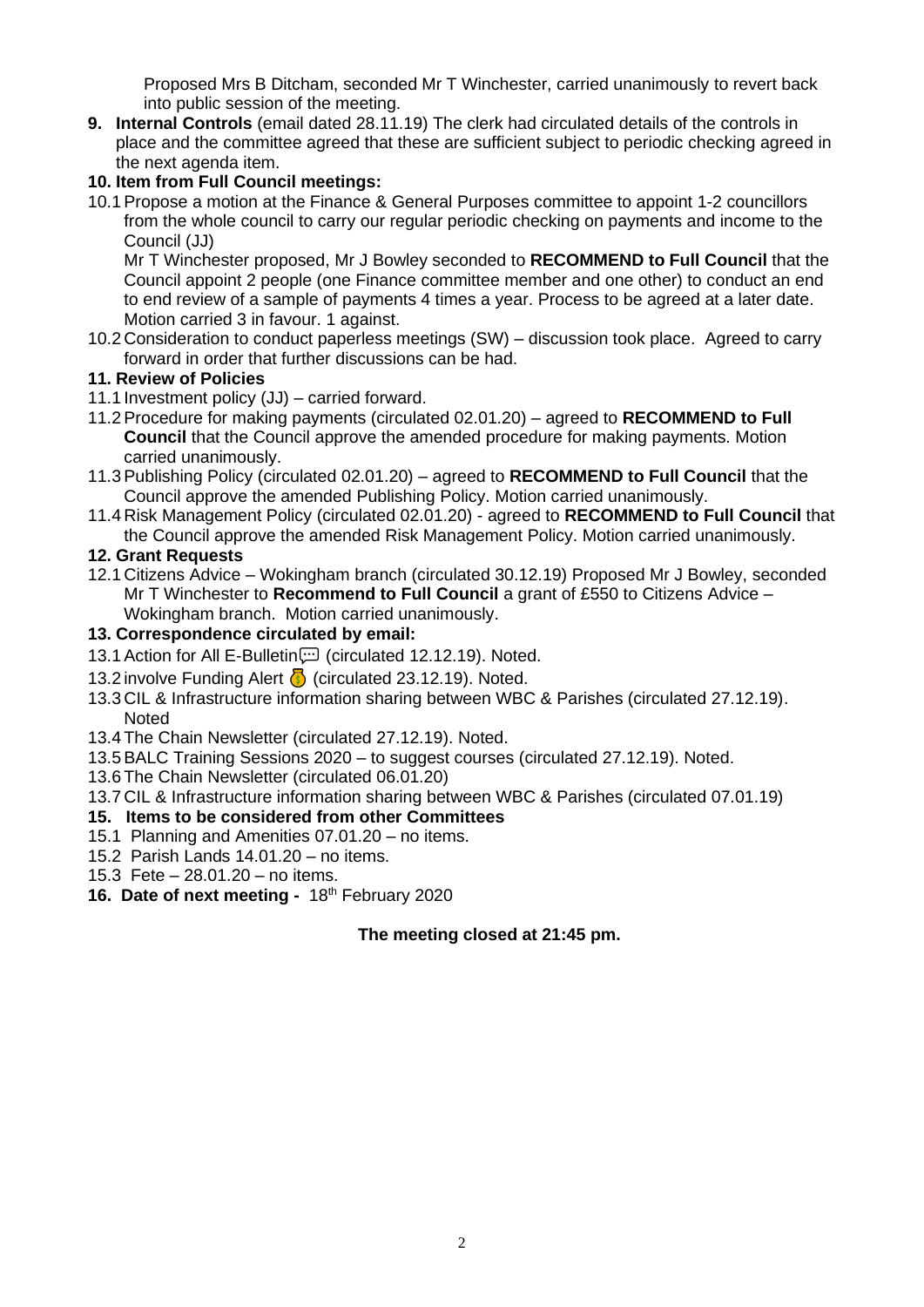Proposed Mrs B Ditcham, seconded Mr T Winchester, carried unanimously to revert back into public session of the meeting.

**9. Internal Controls** (email dated 28.11.19) The clerk had circulated details of the controls in place and the committee agreed that these are sufficient subject to periodic checking agreed in the next agenda item.

**10. Item from Full Council meetings:**

10.1 Propose a motion at the Finance & General Purposes committee to appoint 1-2 councillors from the whole council to carry our regular periodic checking on payments and income to the Council (JJ)

Mr T Winchester proposed, Mr J Bowley seconded to **RECOMMEND to Full Council** that the Council appoint 2 people (one Finance committee member and one other) to conduct an end to end review of a sample of payments 4 times a year. Process to be agreed at a later date. Motion carried 3 in favour. 1 against.

10.2 Consideration to conduct paperless meetings (SW) – discussion took place. Agreed to carry forward in order that further discussions can be had.

**11. Review of Policies**

11.1 Investment policy (JJ) – carried forward.

11.2 Procedure for making payments (circulated 02.01.20) – agreed to **RECOMMEND to Full Council** that the Council approve the amended procedure for making payments. Motion carried unanimously.

11.3 Publishing Policy (circulated 02.01.20) – agreed to **RECOMMEND to Full Council** that the Council approve the amended Publishing Policy. Motion carried unanimously.

11.4 Risk Management Policy (circulated 02.01.20) - agreed to **RECOMMEND to Full Council** that the Council approve the amended Risk Management Policy. Motion carried unanimously.

**12. Grant Requests**

12.1 Citizens Advice – Wokingham branch (circulated 30.12.19) Proposed Mr J Bowley, seconded Mr T Winchester to **Recommend to Full Council** a grant of £550 to Citizens Advice – Wokingham branch. Motion carried unanimously.

**13. Correspondence circulated by email:**

13.1 Action for All E-Bulletin (circulated 12.12.19). Noted.

13.2 involve Funding Alert (circulated 23.12.19). Noted.

13.3 CIL & Infrastructure information sharing between WBC & Parishes (circulated 27.12.19). Noted

13.4 The Chain Newsletter (circulated 27.12.19). Noted.

13.5 BALC Training Sessions 2020 – to suggest courses (circulated 27.12.19). Noted.

13.6 The Chain Newsletter (circulated 06.01.20)

13.7 CIL & Infrastructure information sharing between WBC & Parishes (circulated 07.01.19)

**15. Items to be considered from other Committees**

15.1 Planning and Amenities 07.01.20 – no items.

15.2 Parish Lands 14.01.20 – no items.

15.3 Fete – 28.01.20 – no items.

**16. Date of next meeting -** 18th February 2020

**The meeting closed at 21:45 pm.**